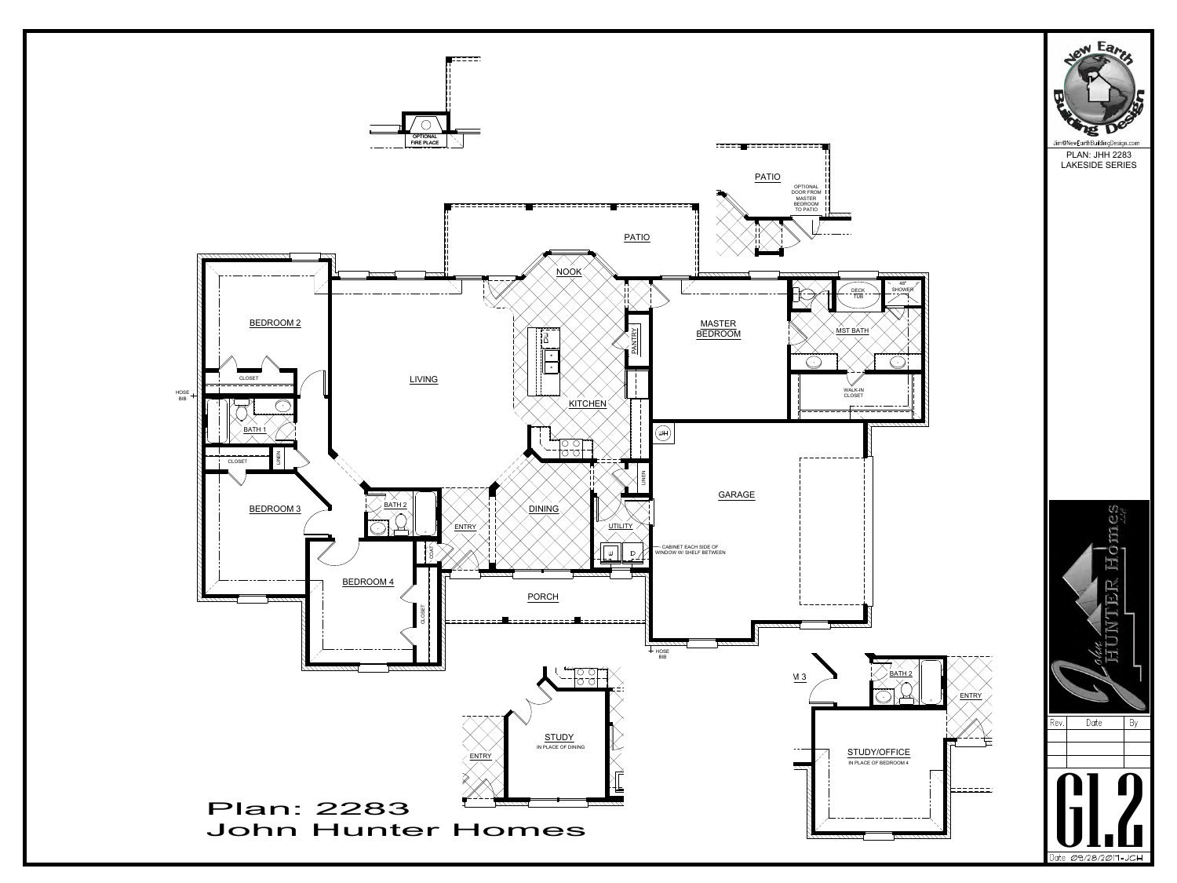# Plan: 2283
# John Hunter Homes

OPTIONAL FIRE PLACE

PATIO

OPTIONAL DOOR FROM MASTER BEDROOM TO PATIO

PATIO

NOOK

BEDROOM 2

CLOSET

HOSE BIB

BATH 1

LINEN

CLOSET

LIVING

KITCHEN

PANTRY

MASTER BEDROOM

DECK TUB

48" SHOWER

MST BATH

WALK-IN CLOSET

WH

GARAGE

BEDROOM 3

BATH 2

ENTRY

DINING

LINEN

UTILITY

CABINET EACH SIDE OF WINDOW W/ SHELF BETWEEN

COAT

BEDROOM 4

CLOSET

PORCH

HOSE BIB

STUDY
IN PLACE OF DINING

ENTRY

M 3

BATH 2

ENTRY

STUDY/OFFICE
IN PLACE OF BEDROOM 4

New Earth Building Design
Jim@NewEarthBuildingDesign.com

PLAN: JHH 2283
LAKESIDE SERIES

John HUNTER Homes LLC

| Rev. | Date | By |
|---|---|---|
| | | |
| | | |

G1.2

Date 09/28/2017-JCH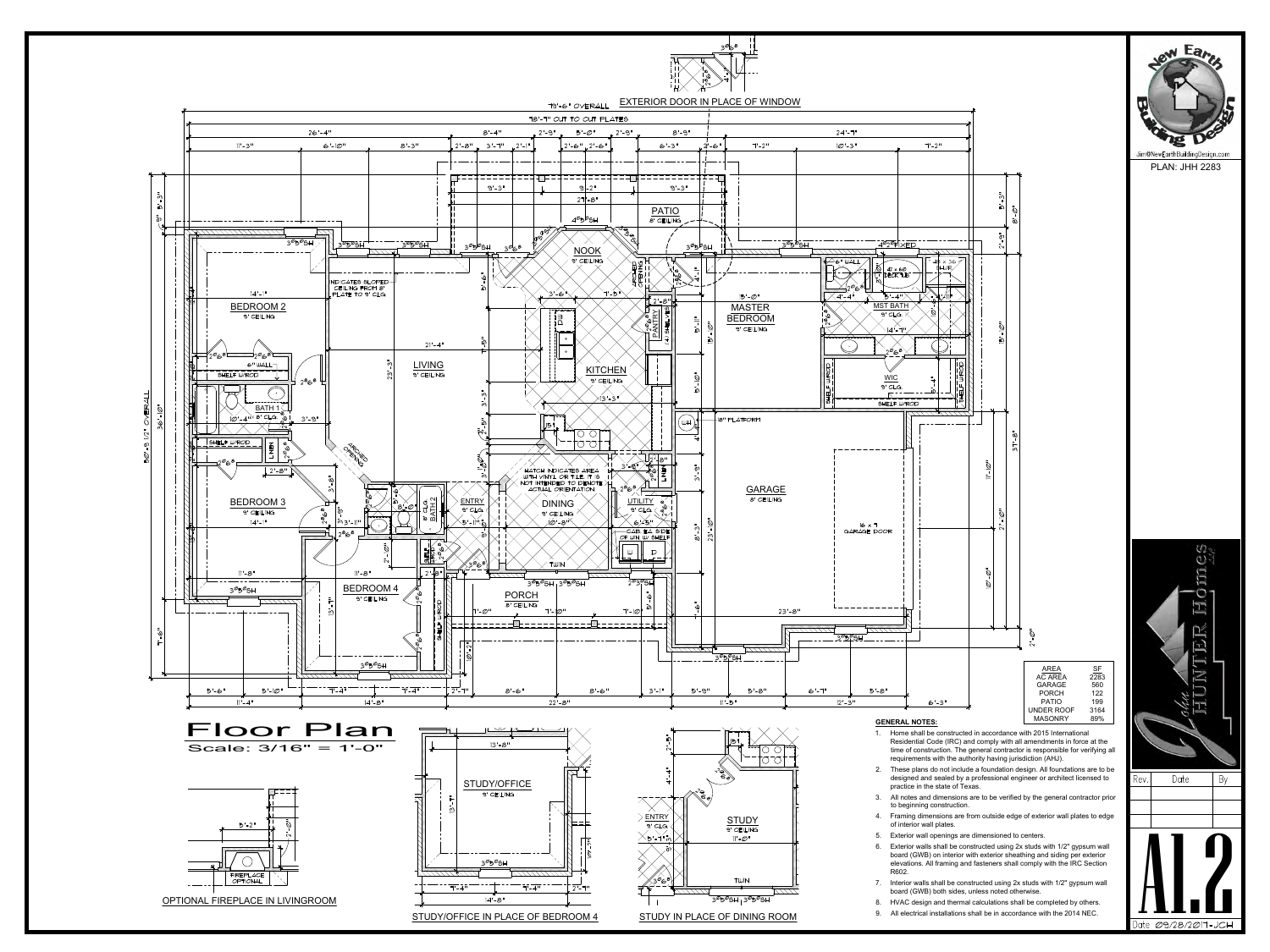# Floor Plan

Scale: 3/16" = 1'-0"

OPTIONAL FIPLACE IN LIVINGROOM

STUDY/OFFICE IN PLACE OF BEDROOM 4

STUDY IN PLACE OF DINING ROOM

EXTERIOR DOOR IN PLACE OF WINDOW

| AREA | SF |
|---|---|
| AC AREA | 2283 |
| GARAGE | 560 |
| PORCH | 122 |
| PATIO | 199 |
| UNDER ROOF | 3164 |
| MASONRY | 89% |

**GENERAL NOTES:**

1. Home shall be constructed in accordance with 2015 International Residential Code (IRC) and comply with all amendments in force at the time of construction. The general contractor is responsible for verifying all requirements with the authority having jurisdiction (AHJ).
2. These plans do not include a foundation design. All foundations are to be designed and sealed by a professional engineer or architect licensed to practice in the state of Texas.
3. All notes and dimensions are to be verified by the general contractor prior to beginning construction.
4. Framing dimensions are from outside edge of exterior wall plates to edge of interior wall plates.
5. Exterior wall openings are dimensioned to centers.
6. Exterior walls shall be constructed using 2x studs with 1/2" gypsum wall board (GWB) on interior with exterior sheathing and siding per exterior elevations. All framing and fasteners shall comply with the IRC Section R602.
7. Interior walls shall be constructed using 2x studs with 1/2" gypsum wall board (GWB) both sides, unless noted otherwise.
8. HVAC design and thermal calculations shall be completed by others.
9. All electrical installations shall be in accordance with the 2014 NEC.

New Earth Building Design
Jim@NewEarthBuildingDesign.com
PLAN: JHH 2283

John Hunter Homes LLC

| Rev. | Date | By |
|---|---|---|
| | | |

A1.2

Date 09/28/2017-JCH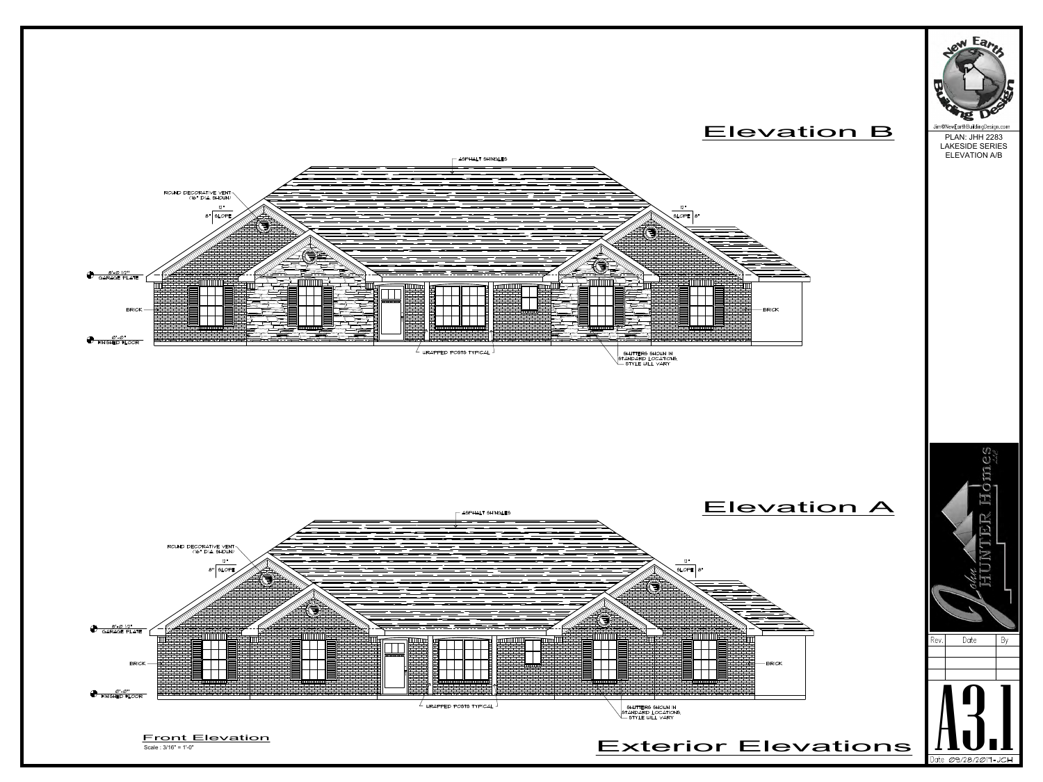## Elevation B

ASPHALT SHINGLES

ROUND DECORATIVE VENT (16" DIA. SHOWN)

12"
8" SLOPE

12"
SLOPE 8"

8'-0 1/2" GARAGE PLATE

BRICK

BRICK

0'-0" FINISHED FLOOR

WRAPPED POSTS TYPICAL

SHUTTERS SHOWN IN STANDARD LOCATIONS, STYLE WILL VARY

## Elevation A

ASPHALT SHINGLES

ROUND DECORATIVE VENT (16" DIA. SHOWN)

12"
8" SLOPE

12"
SLOPE 8"

8'-0 1/2" GARAGE PLATE

BRICK

BRICK

0'-0" FINISHED FLOOR

WRAPPED POSTS TYPICAL

SHUTTERS SHOWN IN STANDARD LOCATIONS, STYLE WILL VARY

**Front Elevation**
Scale : 3/16" = 1'-0"

## Exterior Elevations

New Earth Building Design
Jim@NewEarthBuildingDesign.com

PLAN: JHH 2283
LAKESIDE SERIES
ELEVATION A/B

John HUNTER Homes LLC

| Rev. | Date | By |
|---|---|---|
| | | |
| | | |
| | | |

A3.1

Date 09/28/2017-JCH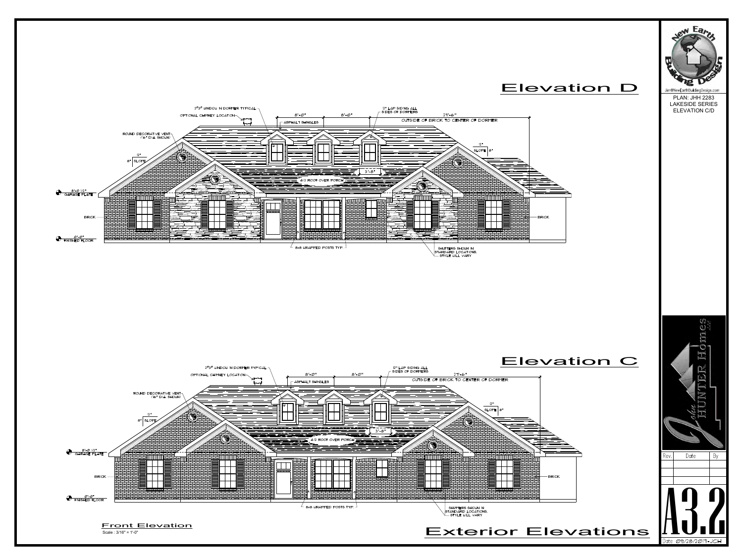# Elevation D

2'x3' WINDOW IN DORMER TYPICAL

OPTIONAL CHIMNEY LOCATION

8'-0"

8'-0"

ASPHALT SHINGLES

12" LAP SIDING ALL SIDES OF DORMERS

21'-6"

OUTSIDE OF BRICK TO CENTER OF DORMER

ROUND DECORATIVE VENT (16" DIA SHOWN)

12"

8" SLOPE

12"

SLOPE 8"

3'-8"

4/12 ROOF OVER PORCH

8'-0 1/2" GARAGE PLATE

BRICK

BRICK

0'-0" FINISHED FLOOR

8x8 WRAPPED POSTS TYP.

SHUTTERS SHOWN IN STANDARD LOCATIONS, STYLE WILL VARY

# Elevation C

2'x3' WINDOW IN DORMER TYPICAL

OPTIONAL CHIMNEY LOCATION

8'-0"

8'-0"

ASPHALT SHINGLES

12" LAP SIDING ALL SIDES OF DORMERS

21'-6"

OUTSIDE OF BRICK TO CENTER OF DORMER

ROUND DECORATIVE VENT (16" DIA SHOWN)

12"

8" SLOPE

12"

SLOPE 8"

3'-8"

4/12 ROOF OVER PORCH

8'-0 1/2" GARAGE PLATE

BRICK

BRICK

0'-0" FINISHED FLOOR

8x8 WRAPPED POSTS TYP.

SHUTTERS SHOWN IN STANDARD LOCATIONS, STYLE WILL VARY

**Front Elevation**

Scale : 3/16" = 1'-0"

# Exterior Elevations

New Earth Building Design

Jim@NewEarthBuildingDesign.com

PLAN: JHH 2283
LAKESIDE SERIES
ELEVATION C/D

John HUNTER Homes LLC

| Rev. | Date | By |
|---|---|---|
| | | |
| | | |

A3.2

Date 09/28/2017-JCH